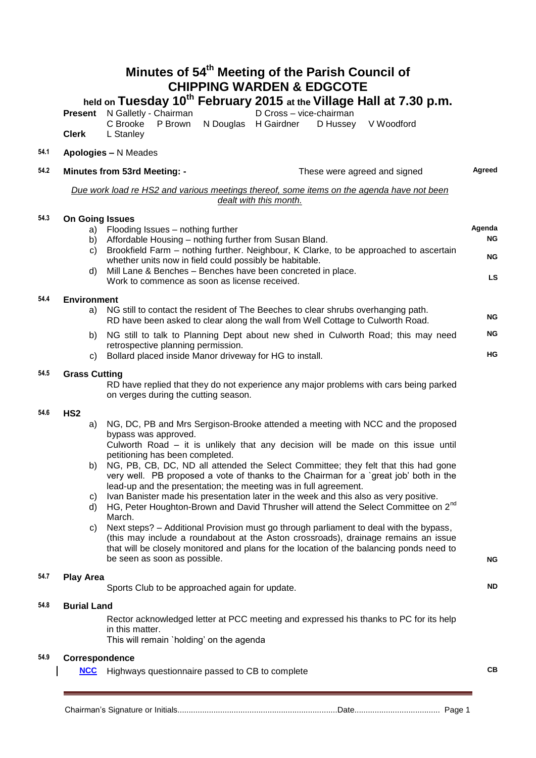# Minutes of 54th Meeting of the Parish Council of CHIPPING WARDEN & EDGCOTE

## held on Tuesday 10th February 2015 at the Village Hall at 7.30 p.m.

**Present** N Galletly - Chairman D Cross – vice-chairman
C Brooke P Brown N Douglas H Gairdner D Hussey V Woodford

**Clerk** L Stanley

**54.1** **Apologies –** N Meades

**54.2** **Minutes from 53rd Meeting: -** These were agreed and signed **Agreed**

*Due work load re HS2 and various meetings thereof, some items on the agenda have not been dealt with this month.*

**54.3** **On Going Issues**

a) Flooding Issues – nothing further **Agenda**

b) Affordable Housing – nothing further from Susan Bland. **NG**

c) Brookfield Farm – nothing further. Neighbour, K Clarke, to be approached to ascertain whether units now in field could possibly be habitable. **NG**

d) Mill Lane & Benches – Benches have been concreted in place. Work to commence as soon as license received. **LS**

**54.4** **Environment**

a) NG still to contact the resident of The Beeches to clear shrubs overhanging path. RD have been asked to clear along the wall from Well Cottage to Culworth Road. **NG**

b) NG still to talk to Planning Dept about new shed in Culworth Road; this may need retrospective planning permission. **NG**

c) Bollard placed inside Manor driveway for HG to install. **HG**

**54.5** **Grass Cutting**

RD have replied that they do not experience any major problems with cars being parked on verges during the cutting season.

**54.6** **HS2**

a) NG, DC, PB and Mrs Sergison-Brooke attended a meeting with NCC and the proposed bypass was approved.
Culworth Road – it is unlikely that any decision will be made on this issue until petitioning has been completed.

b) NG, PB, CB, DC, ND all attended the Select Committee; they felt that this had gone very well. PB proposed a vote of thanks to the Chairman for a `great job' both in the lead-up and the presentation; the meeting was in full agreement.

c) Ivan Banister made his presentation later in the week and this also as very positive.

d) HG, Peter Houghton-Brown and David Thrusher will attend the Select Committee on 2nd March.

c) Next steps? – Additional Provision must go through parliament to deal with the bypass, (this may include a roundabout at the Aston crossroads), drainage remains an issue that will be closely monitored and plans for the location of the balancing ponds need to be seen as soon as possible. **NG**

**54.7** **Play Area**

Sports Club to be approached again for update. **ND**

**54.8** **Burial Land**

Rector acknowledged letter at PCC meeting and expressed his thanks to PC for its help in this matter.
This will remain `holding' on the agenda

**54.9** **Correspondence**

**NCC** Highways questionnaire passed to CB to complete **CB**

Chairman's Signature or Initials........................................................................Date......................................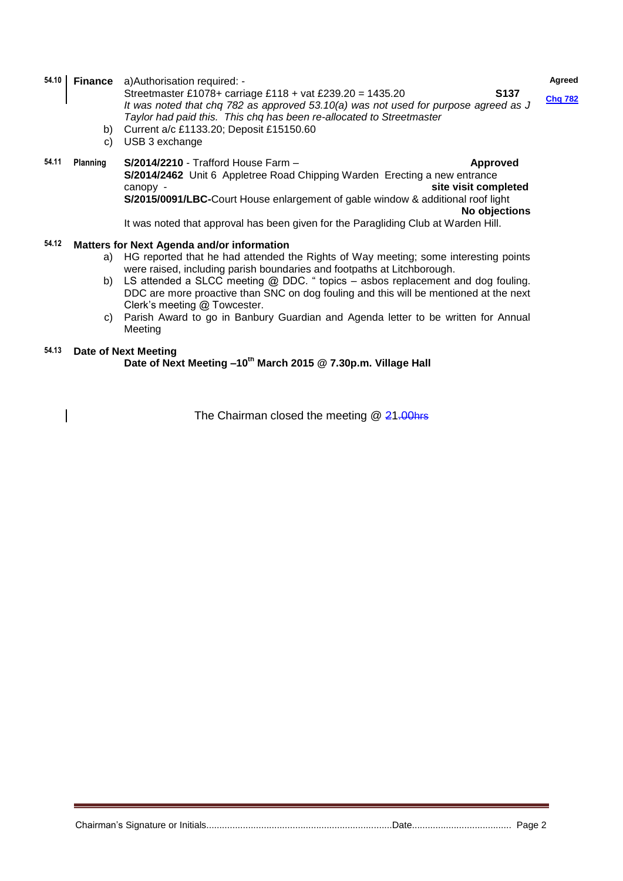**54.10 Finance**

a) Authorisation required: -
Streetmaster £1078+ carriage £118 + vat £239.20 = 1435.20 **S137** — **Agreed** Chq 782
*It was noted that chq 782 as approved 53.10(a) was not used for purpose agreed as J Taylor had paid this. This chq has been re-allocated to Streetmaster*

b) Current a/c £1133.20; Deposit £15150.60

c) USB 3 exchange

**54.11 Planning**

**S/2014/2210** - Trafford House Farm – **Approved**

**S/2014/2462** Unit 6 Appletree Road Chipping Warden Erecting a new entrance canopy - **site visit completed**

**S/2015/0091/LBC-**Court House enlargement of gable window & additional roof light **No objections**

It was noted that approval has been given for the Paragliding Club at Warden Hill.

**54.12 Matters for Next Agenda and/or information**

a) HG reported that he had attended the Rights of Way meeting; some interesting points were raised, including parish boundaries and footpaths at Litchborough.

b) LS attended a SLCC meeting @ DDC. " topics – asbos replacement and dog fouling. DDC are more proactive than SNC on dog fouling and this will be mentioned at the next Clerk's meeting @ Towcester.

c) Parish Award to go in Banbury Guardian and Agenda letter to be written for Annual Meeting

**54.13 Date of Next Meeting**

**Date of Next Meeting –10th March 2015 @ 7.30p.m. Village Hall**

The Chairman closed the meeting @ ~~2~~1.~~00hrs~~

Chairman's Signature or Initials.......................................................................Date......................................